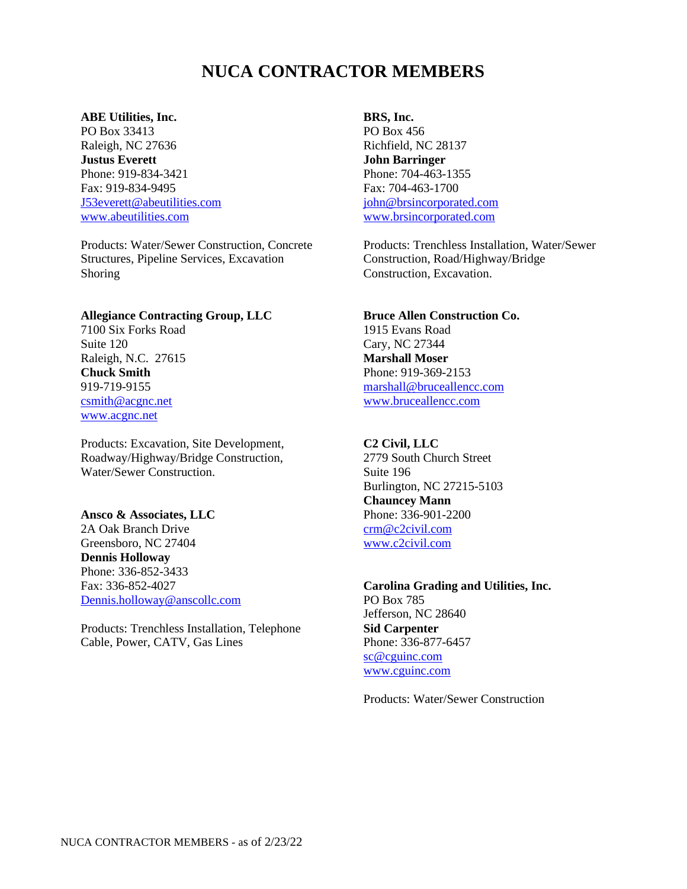# NUCA CONTRACTOR MEMBERS

**ABE Utilities, Inc.**
PO Box 33413
Raleigh, NC 27636
**Justus Everett**
Phone: 919-834-3421
Fax: 919-834-9495
J53everett@abeutilities.com
www.abeutilities.com

Products: Water/Sewer Construction, Concrete Structures, Pipeline Services, Excavation Shoring

**Allegiance Contracting Group, LLC**
7100 Six Forks Road
Suite 120
Raleigh, N.C. 27615
**Chuck Smith**
919-719-9155
csmith@acgnc.net
www.acgnc.net

Products: Excavation, Site Development, Roadway/Highway/Bridge Construction, Water/Sewer Construction.

**Ansco & Associates, LLC**
2A Oak Branch Drive
Greensboro, NC 27404
**Dennis Holloway**
Phone: 336-852-3433
Fax: 336-852-4027
Dennis.holloway@anscollc.com

Products: Trenchless Installation, Telephone Cable, Power, CATV, Gas Lines

**BRS, Inc.**
PO Box 456
Richfield, NC 28137
**John Barringer**
Phone: 704-463-1355
Fax: 704-463-1700
john@brsincorporated.com
www.brsincorporated.com

Products: Trenchless Installation, Water/Sewer Construction, Road/Highway/Bridge Construction, Excavation.

**Bruce Allen Construction Co.**
1915 Evans Road
Cary, NC 27344
**Marshall Moser**
Phone: 919-369-2153
marshall@bruceallencc.com
www.bruceallencc.com

**C2 Civil, LLC**
2779 South Church Street
Suite 196
Burlington, NC 27215-5103
**Chauncey Mann**
Phone: 336-901-2200
crm@c2civil.com
www.c2civil.com

**Carolina Grading and Utilities, Inc.**
PO Box 785
Jefferson, NC 28640
**Sid Carpenter**
Phone: 336-877-6457
sc@cguinc.com
www.cguinc.com

Products: Water/Sewer Construction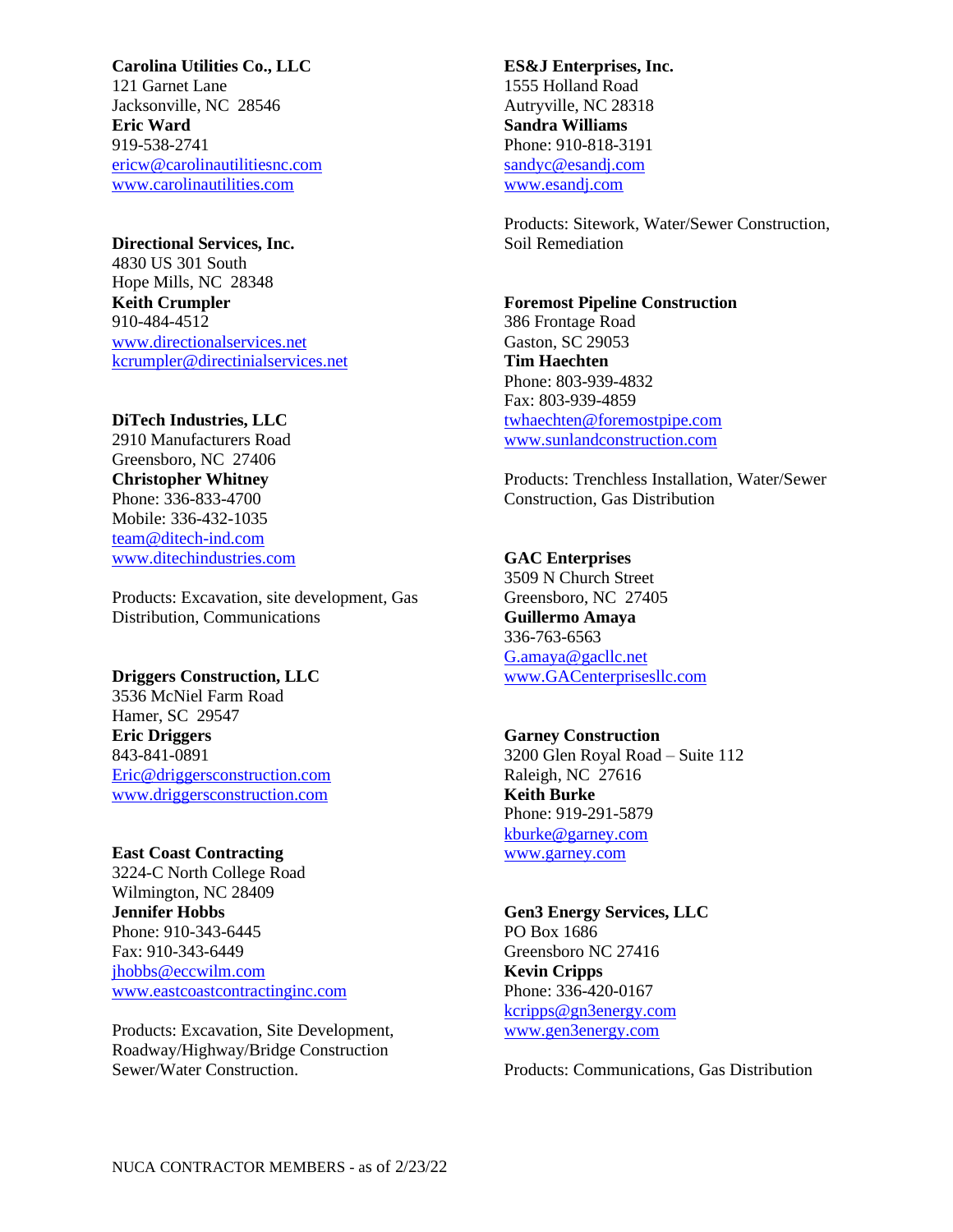**Carolina Utilities Co., LLC**
121 Garnet Lane
Jacksonville, NC 28546
**Eric Ward**
919-538-2741
ericw@carolinautilitiesnc.com
www.carolinautilities.com

**Directional Services, Inc.**
4830 US 301 South
Hope Mills, NC 28348
**Keith Crumpler**
910-484-4512
www.directionalservices.net
kcrumpler@directinialservices.net

**DiTech Industries, LLC**
2910 Manufacturers Road
Greensboro, NC 27406
**Christopher Whitney**
Phone: 336-833-4700
Mobile: 336-432-1035
team@ditech-ind.com
www.ditechindustries.com

Products: Excavation, site development, Gas Distribution, Communications

**Driggers Construction, LLC**
3536 McNiel Farm Road
Hamer, SC 29547
**Eric Driggers**
843-841-0891
Eric@driggersconstruction.com
www.driggersconstruction.com

**East Coast Contracting**
3224-C North College Road
Wilmington, NC 28409
**Jennifer Hobbs**
Phone: 910-343-6445
Fax: 910-343-6449
jhobbs@eccwilm.com
www.eastcoastcontractinginc.com

Products: Excavation, Site Development, Roadway/Highway/Bridge Construction Sewer/Water Construction.

**ES&J Enterprises, Inc.**
1555 Holland Road
Autryville, NC 28318
**Sandra Williams**
Phone: 910-818-3191
sandyc@esandj.com
www.esandj.com

Products: Sitework, Water/Sewer Construction, Soil Remediation

**Foremost Pipeline Construction**
386 Frontage Road
Gaston, SC 29053
**Tim Haechten**
Phone: 803-939-4832
Fax: 803-939-4859
twhaechten@foremostpipe.com
www.sunlandconstruction.com

Products: Trenchless Installation, Water/Sewer Construction, Gas Distribution

**GAC Enterprises**
3509 N Church Street
Greensboro, NC 27405
**Guillermo Amaya**
336-763-6563
G.amaya@gacllc.net
www.GACenterprisesllc.com

**Garney Construction**
3200 Glen Royal Road – Suite 112
Raleigh, NC 27616
**Keith Burke**
Phone: 919-291-5879
kburke@garney.com
www.garney.com

**Gen3 Energy Services, LLC**
PO Box 1686
Greensboro NC 27416
**Kevin Cripps**
Phone: 336-420-0167
kcripps@gn3energy.com
www.gen3energy.com

Products: Communications, Gas Distribution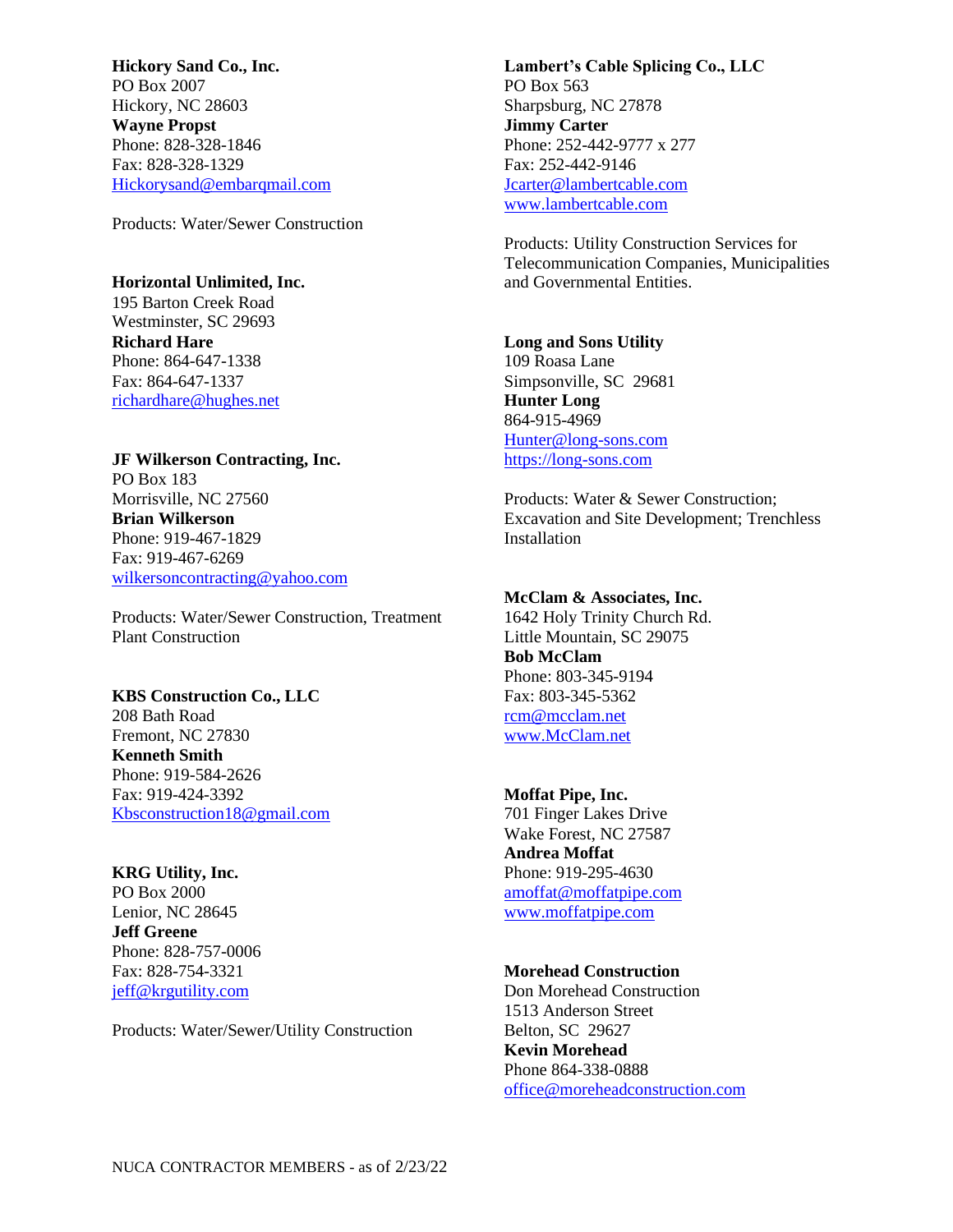**Hickory Sand Co., Inc.**
PO Box 2007
Hickory, NC 28603
**Wayne Propst**
Phone: 828-328-1846
Fax: 828-328-1329
Hickorysand@embarqmail.com

Products: Water/Sewer Construction

**Horizontal Unlimited, Inc.**
195 Barton Creek Road
Westminster, SC 29693
**Richard Hare**
Phone: 864-647-1338
Fax: 864-647-1337
richardhare@hughes.net

**JF Wilkerson Contracting, Inc.**
PO Box 183
Morrisville, NC 27560
**Brian Wilkerson**
Phone: 919-467-1829
Fax: 919-467-6269
wilkersoncontracting@yahoo.com

Products: Water/Sewer Construction, Treatment Plant Construction

**KBS Construction Co., LLC**
208 Bath Road
Fremont, NC 27830
**Kenneth Smith**
Phone: 919-584-2626
Fax: 919-424-3392
Kbsconstruction18@gmail.com

**KRG Utility, Inc.**
PO Box 2000
Lenior, NC 28645
**Jeff Greene**
Phone: 828-757-0006
Fax: 828-754-3321
jeff@krgutility.com

Products: Water/Sewer/Utility Construction

**Lambert's Cable Splicing Co., LLC**
PO Box 563
Sharpsburg, NC 27878
**Jimmy Carter**
Phone: 252-442-9777 x 277
Fax: 252-442-9146
Jcarter@lambertcable.com
www.lambertcable.com

Products: Utility Construction Services for Telecommunication Companies, Municipalities and Governmental Entities.

**Long and Sons Utility**
109 Roasa Lane
Simpsonville, SC 29681
**Hunter Long**
864-915-4969
Hunter@long-sons.com
https://long-sons.com

Products: Water & Sewer Construction; Excavation and Site Development; Trenchless Installation

**McClam & Associates, Inc.**
1642 Holy Trinity Church Rd.
Little Mountain, SC 29075
**Bob McClam**
Phone: 803-345-9194
Fax: 803-345-5362
rcm@mcclam.net
www.McClam.net

**Moffat Pipe, Inc.**
701 Finger Lakes Drive
Wake Forest, NC 27587
**Andrea Moffat**
Phone: 919-295-4630
amoffat@moffatpipe.com
www.moffatpipe.com

**Morehead Construction**
Don Morehead Construction
1513 Anderson Street
Belton, SC 29627
**Kevin Morehead**
Phone 864-338-0888
office@moreheadconstruction.com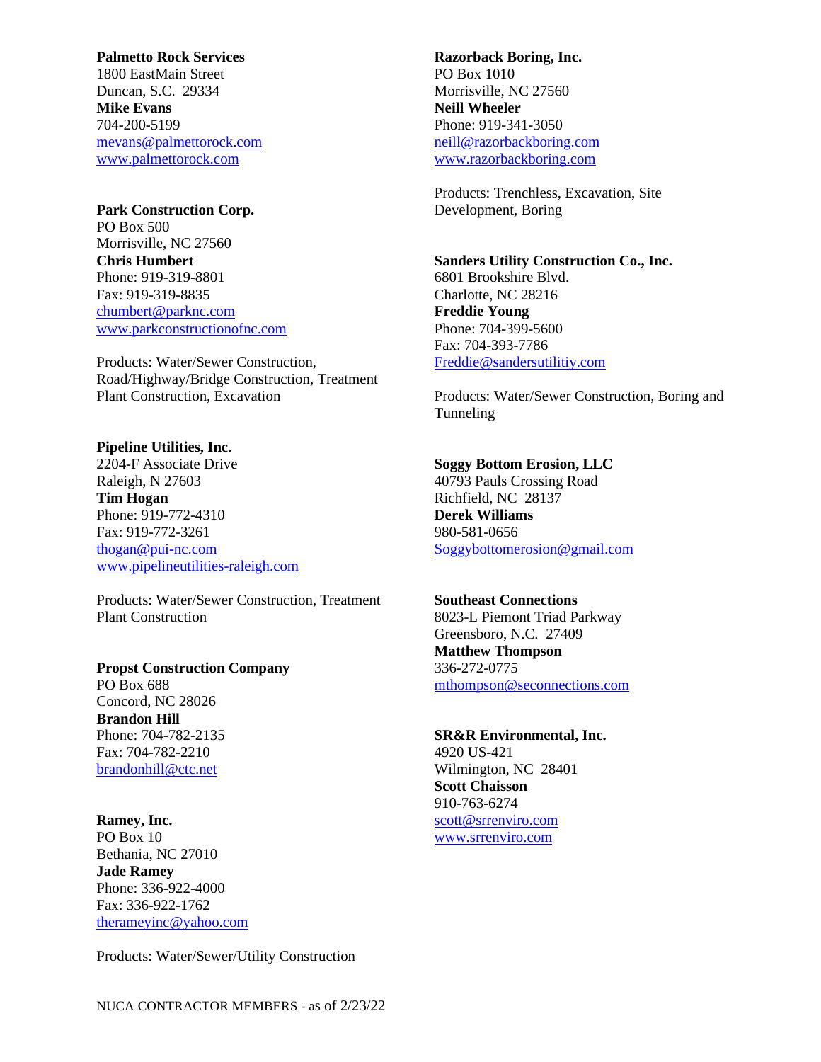**Palmetto Rock Services**
1800 EastMain Street
Duncan, S.C. 29334
**Mike Evans**
704-200-5199
mevans@palmettorock.com
www.palmettorock.com

**Park Construction Corp.**
PO Box 500
Morrisville, NC 27560
**Chris Humbert**
Phone: 919-319-8801
Fax: 919-319-8835
chumbert@parknc.com
www.parkconstructionofnc.com

Products: Water/Sewer Construction, Road/Highway/Bridge Construction, Treatment Plant Construction, Excavation

**Pipeline Utilities, Inc.**
2204-F Associate Drive
Raleigh, N 27603
**Tim Hogan**
Phone: 919-772-4310
Fax: 919-772-3261
thogan@pui-nc.com
www.pipelineutilities-raleigh.com

Products: Water/Sewer Construction, Treatment Plant Construction

**Propst Construction Company**
PO Box 688
Concord, NC 28026
**Brandon Hill**
Phone: 704-782-2135
Fax: 704-782-2210
brandonhill@ctc.net

**Ramey, Inc.**
PO Box 10
Bethania, NC 27010
**Jade Ramey**
Phone: 336-922-4000
Fax: 336-922-1762
therameyinc@yahoo.com

Products: Water/Sewer/Utility Construction

**Razorback Boring, Inc.**
PO Box 1010
Morrisville, NC 27560
**Neill Wheeler**
Phone: 919-341-3050
neill@razorbackboring.com
www.razorbackboring.com

Products: Trenchless, Excavation, Site Development, Boring

**Sanders Utility Construction Co., Inc.**
6801 Brookshire Blvd.
Charlotte, NC 28216
**Freddie Young**
Phone: 704-399-5600
Fax: 704-393-7786
Freddie@sandersutilitiy.com

Products: Water/Sewer Construction, Boring and Tunneling

**Soggy Bottom Erosion, LLC**
40793 Pauls Crossing Road
Richfield, NC 28137
**Derek Williams**
980-581-0656
Soggybottomerosion@gmail.com

**Southeast Connections**
8023-L Piemont Triad Parkway
Greensboro, N.C. 27409
**Matthew Thompson**
336-272-0775
mthompson@seconnections.com

**SR&R Environmental, Inc.**
4920 US-421
Wilmington, NC 28401
**Scott Chaisson**
910-763-6274
scott@srrenviro.com
www.srrenviro.com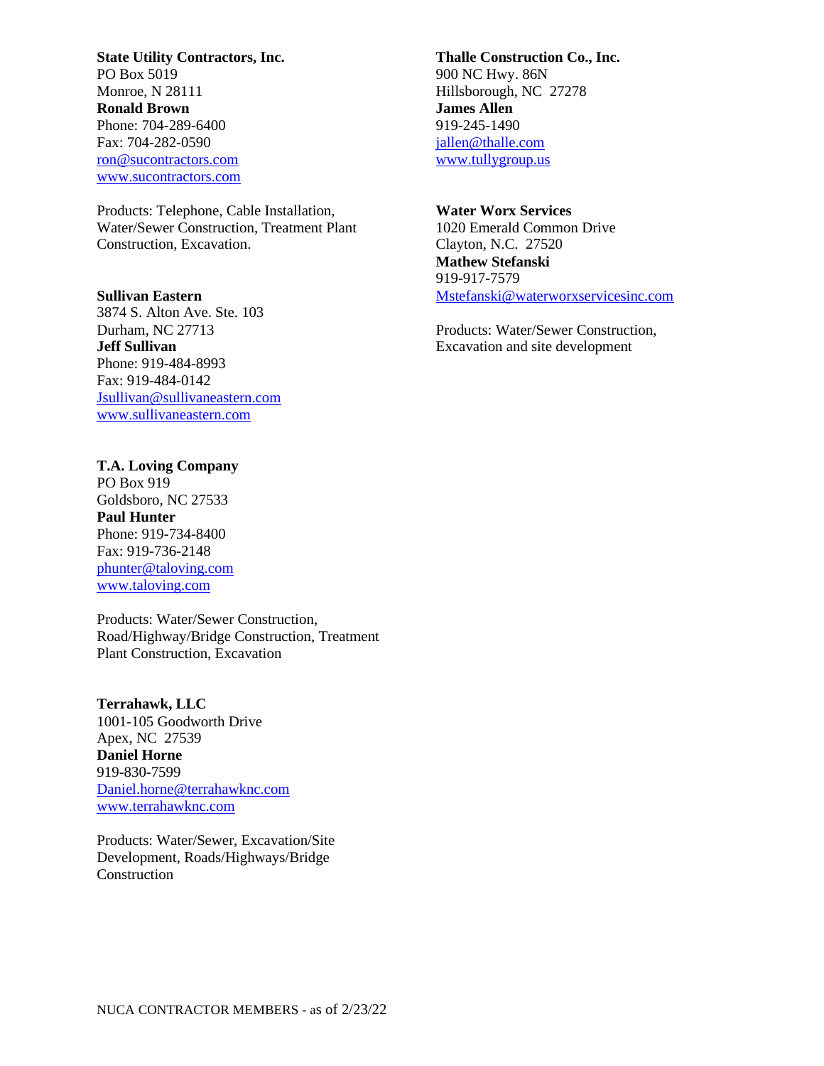**State Utility Contractors, Inc.**
PO Box 5019
Monroe, N 28111
**Ronald Brown**
Phone: 704-289-6400
Fax: 704-282-0590
ron@sucontractors.com
www.sucontractors.com

Products: Telephone, Cable Installation, Water/Sewer Construction, Treatment Plant Construction, Excavation.

**Sullivan Eastern**
3874 S. Alton Ave. Ste. 103
Durham, NC 27713
**Jeff Sullivan**
Phone: 919-484-8993
Fax: 919-484-0142
Jsullivan@sullivaneastern.com
www.sullivaneastern.com

**T.A. Loving Company**
PO Box 919
Goldsboro, NC 27533
**Paul Hunter**
Phone: 919-734-8400
Fax: 919-736-2148
phunter@taloving.com
www.taloving.com

Products: Water/Sewer Construction, Road/Highway/Bridge Construction, Treatment Plant Construction, Excavation

**Terrahawk, LLC**
1001-105 Goodworth Drive
Apex, NC 27539
**Daniel Horne**
919-830-7599
Daniel.horne@terrahawknc.com
www.terrahawknc.com

Products: Water/Sewer, Excavation/Site Development, Roads/Highways/Bridge Construction

**Thalle Construction Co., Inc.**
900 NC Hwy. 86N
Hillsborough, NC 27278
**James Allen**
919-245-1490
jallen@thalle.com
www.tullygroup.us

**Water Worx Services**
1020 Emerald Common Drive
Clayton, N.C. 27520
**Mathew Stefanski**
919-917-7579
Mstefanski@waterworxservicesinc.com

Products: Water/Sewer Construction, Excavation and site development